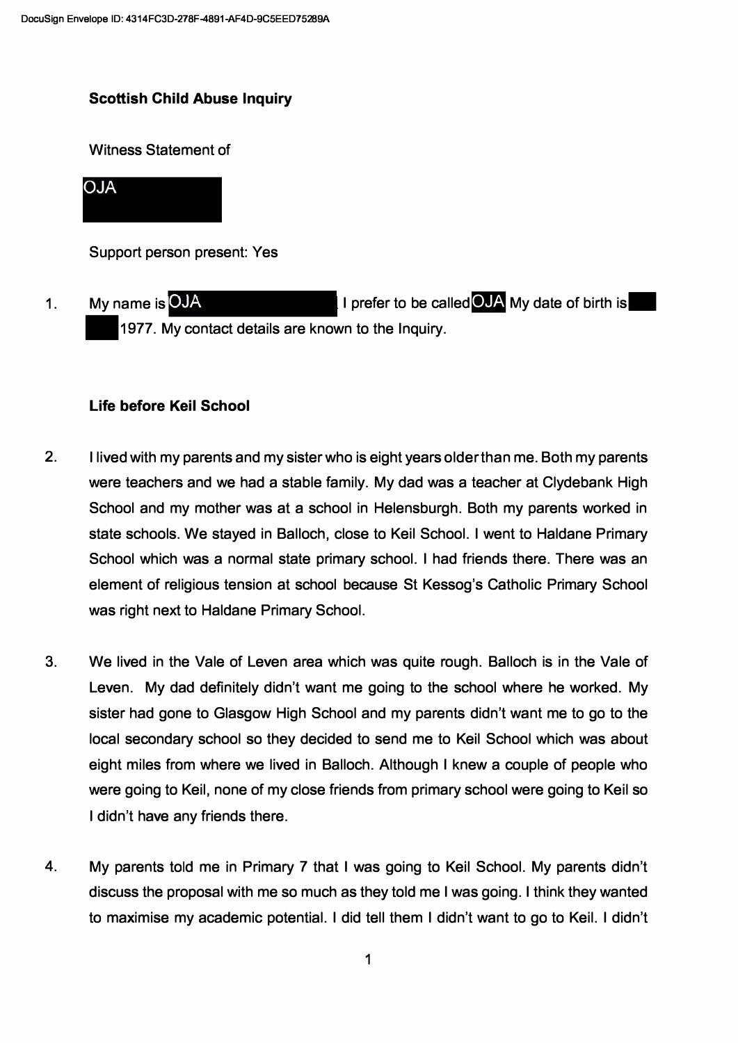**Scottish Child Abuse Inquiry**

Witness Statement of

OJA

Support person present: Yes

1. My name is OJA I prefer to be called OJA My date of birth is 1977. My contact details are known to the Inquiry.

**Life before Keil School**

2. I lived with my parents and my sister who is eight years older than me. Both my parents were teachers and we had a stable family. My dad was a teacher at Clydebank High School and my mother was at a school in Helensburgh. Both my parents worked in state schools. We stayed in Balloch, close to Keil School. I went to Haldane Primary School which was a normal state primary school. I had friends there. There was an element of religious tension at school because St Kessog's Catholic Primary School was right next to Haldane Primary School.

3. We lived in the Vale of Leven area which was quite rough. Balloch is in the Vale of Leven. My dad definitely didn't want me going to the school where he worked. My sister had gone to Glasgow High School and my parents didn't want me to go to the local secondary school so they decided to send me to Keil School which was about eight miles from where we lived in Balloch. Although I knew a couple of people who were going to Keil, none of my close friends from primary school were going to Keil so I didn't have any friends there.

4. My parents told me in Primary 7 that I was going to Keil School. My parents didn't discuss the proposal with me so much as they told me I was going. I think they wanted to maximise my academic potential. I did tell them I didn't want to go to Keil. I didn't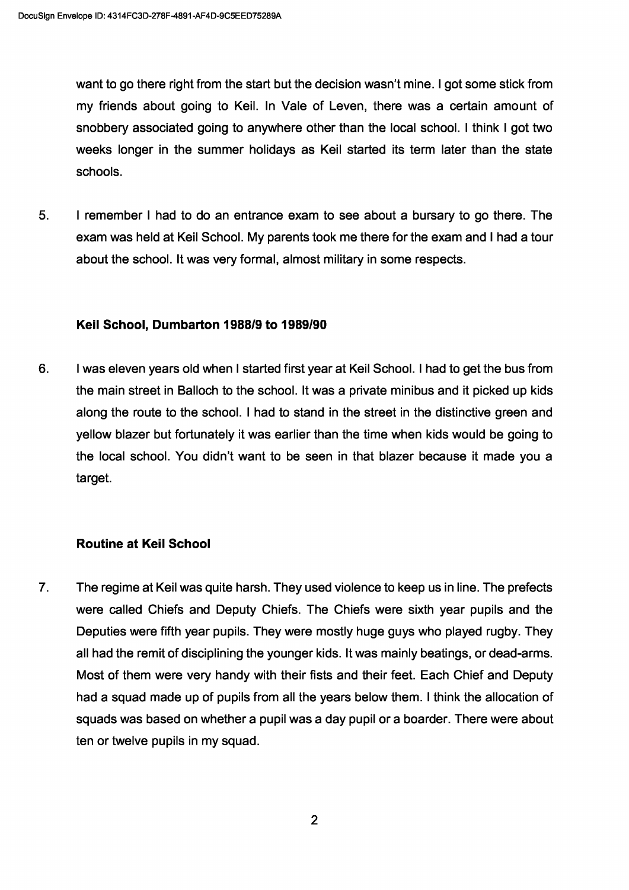want to go there right from the start but the decision wasn't mine. I got some stick from my friends about going to Keil. In Vale of Leven, there was a certain amount of snobbery associated going to anywhere other than the local school. I think I got two weeks longer in the summer holidays as Keil started its term later than the state schools.

5. I remember I had to do an entrance exam to see about a bursary to go there. The exam was held at Keil School. My parents took me there for the exam and I had a tour about the school. It was very formal, almost military in some respects.

### Keil School, Dumbarton 1988/9 to 1989/90

6. I was eleven years old when I started first year at Keil School. I had to get the bus from the main street in Balloch to the school. It was a private minibus and it picked up kids along the route to the school. I had to stand in the street in the distinctive green and yellow blazer but fortunately it was earlier than the time when kids would be going to the local school. You didn't want to be seen in that blazer because it made you a target.

### Routine at Keil School

7. The regime at Keil was quite harsh. They used violence to keep us in line. The prefects were called Chiefs and Deputy Chiefs. The Chiefs were sixth year pupils and the Deputies were fifth year pupils. They were mostly huge guys who played rugby. They all had the remit of disciplining the younger kids. It was mainly beatings, or dead-arms. Most of them were very handy with their fists and their feet. Each Chief and Deputy had a squad made up of pupils from all the years below them. I think the allocation of squads was based on whether a pupil was a day pupil or a boarder. There were about ten or twelve pupils in my squad.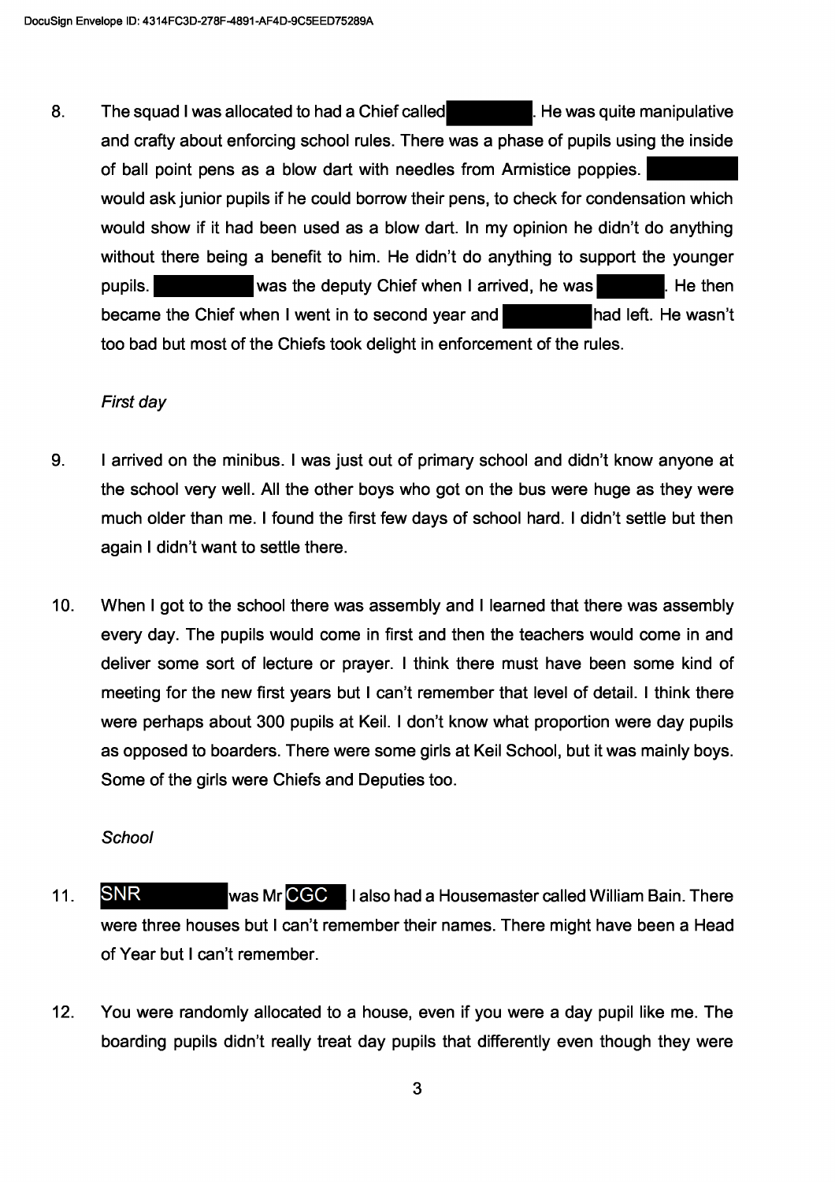8. The squad I was allocated to had a Chief called ████████. He was quite manipulative and crafty about enforcing school rules. There was a phase of pupils using the inside of ball point pens as a blow dart with needles from Armistice poppies. ████████ would ask junior pupils if he could borrow their pens, to check for condensation which would show if it had been used as a blow dart. In my opinion he didn't do anything without there being a benefit to him. He didn't do anything to support the younger pupils. ████████ was the deputy Chief when I arrived, he was ██████. He then became the Chief when I went in to second year and ████████ had left. He wasn't too bad but most of the Chiefs took delight in enforcement of the rules.

*First day*

9. I arrived on the minibus. I was just out of primary school and didn't know anyone at the school very well. All the other boys who got on the bus were huge as they were much older than me. I found the first few days of school hard. I didn't settle but then again I didn't want to settle there.

10. When I got to the school there was assembly and I learned that there was assembly every day. The pupils would come in first and then the teachers would come in and deliver some sort of lecture or prayer. I think there must have been some kind of meeting for the new first years but I can't remember that level of detail. I think there were perhaps about 300 pupils at Keil. I don't know what proportion were day pupils as opposed to boarders. There were some girls at Keil School, but it was mainly boys. Some of the girls were Chiefs and Deputies too.

*School*

11. SNR ████████ was Mr CGC ██. I also had a Housemaster called William Bain. There were three houses but I can't remember their names. There might have been a Head of Year but I can't remember.

12. You were randomly allocated to a house, even if you were a day pupil like me. The boarding pupils didn't really treat day pupils that differently even though they were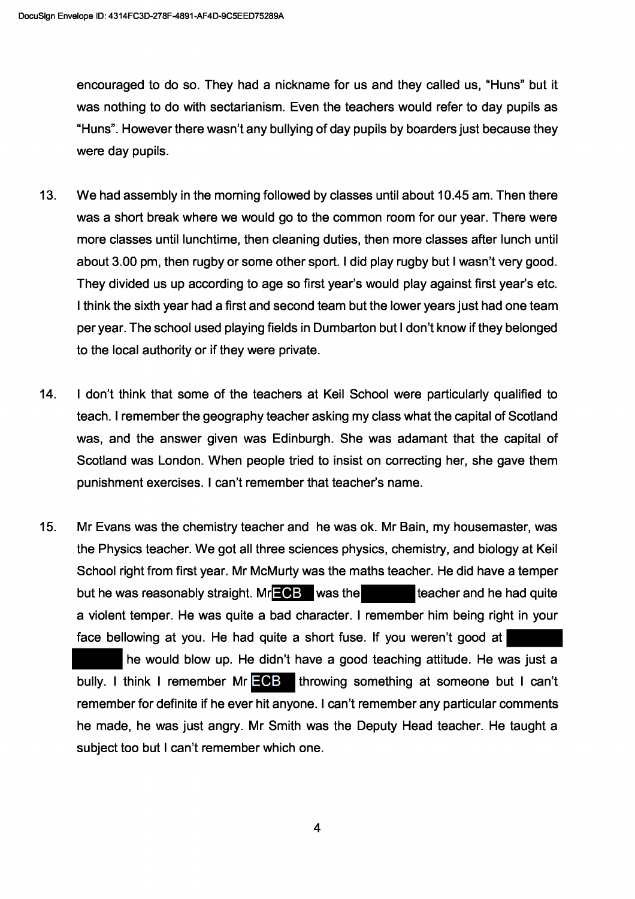encouraged to do so. They had a nickname for us and they called us, "Huns" but it was nothing to do with sectarianism. Even the teachers would refer to day pupils as "Huns". However there wasn't any bullying of day pupils by boarders just because they were day pupils.

13. We had assembly in the morning followed by classes until about 10.45 am. Then there was a short break where we would go to the common room for our year. There were more classes until lunchtime, then cleaning duties, then more classes after lunch until about 3.00 pm, then rugby or some other sport. I did play rugby but I wasn't very good. They divided us up according to age so first year's would play against first year's etc. I think the sixth year had a first and second team but the lower years just had one team per year. The school used playing fields in Dumbarton but I don't know if they belonged to the local authority or if they were private.

14. I don't think that some of the teachers at Keil School were particularly qualified to teach. I remember the geography teacher asking my class what the capital of Scotland was, and the answer given was Edinburgh. She was adamant that the capital of Scotland was London. When people tried to insist on correcting her, she gave them punishment exercises. I can't remember that teacher's name.

15. Mr Evans was the chemistry teacher and he was ok. Mr Bain, my housemaster, was the Physics teacher. We got all three sciences physics, chemistry, and biology at Keil School right from first year. Mr McMurty was the maths teacher. He did have a temper but he was reasonably straight. Mr ECB was the [REDACTED] teacher and he had quite a violent temper. He was quite a bad character. I remember him being right in your face bellowing at you. He had quite a short fuse. If you weren't good at [REDACTED] he would blow up. He didn't have a good teaching attitude. He was just a bully. I think I remember Mr ECB throwing something at someone but I can't remember for definite if he ever hit anyone. I can't remember any particular comments he made, he was just angry. Mr Smith was the Deputy Head teacher. He taught a subject too but I can't remember which one.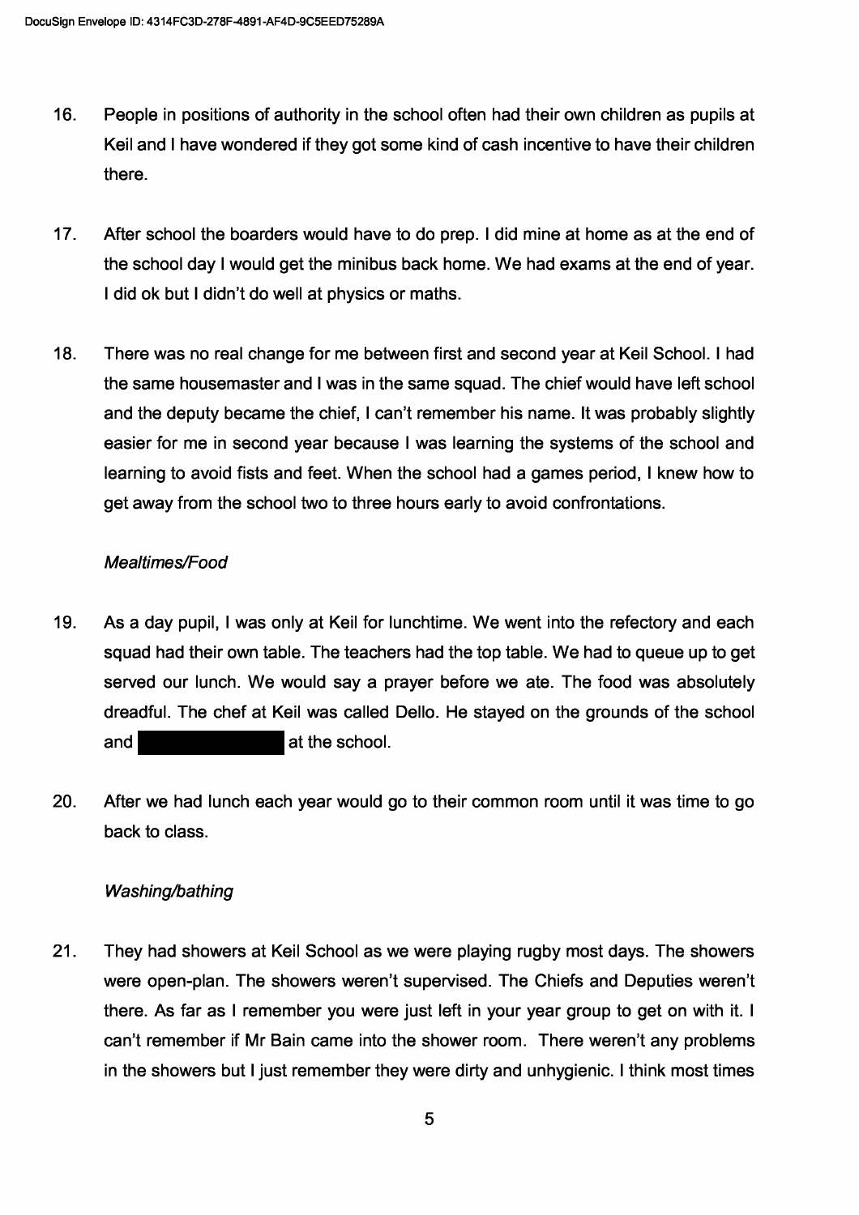16. People in positions of authority in the school often had their own children as pupils at Keil and I have wondered if they got some kind of cash incentive to have their children there.

17. After school the boarders would have to do prep. I did mine at home as at the end of the school day I would get the minibus back home. We had exams at the end of year. I did ok but I didn't do well at physics or maths.

18. There was no real change for me between first and second year at Keil School. I had the same housemaster and I was in the same squad. The chief would have left school and the deputy became the chief, I can't remember his name. It was probably slightly easier for me in second year because I was learning the systems of the school and learning to avoid fists and feet. When the school had a games period, I knew how to get away from the school two to three hours early to avoid confrontations.

*Mealtimes/Food*

19. As a day pupil, I was only at Keil for lunchtime. We went into the refectory and each squad had their own table. The teachers had the top table. We had to queue up to get served our lunch. We would say a prayer before we ate. The food was absolutely dreadful. The chef at Keil was called Dello. He stayed on the grounds of the school and [REDACTED] at the school.

20. After we had lunch each year would go to their common room until it was time to go back to class.

*Washing/bathing*

21. They had showers at Keil School as we were playing rugby most days. The showers were open-plan. The showers weren't supervised. The Chiefs and Deputies weren't there. As far as I remember you were just left in your year group to get on with it. I can't remember if Mr Bain came into the shower room. There weren't any problems in the showers but I just remember they were dirty and unhygienic. I think most times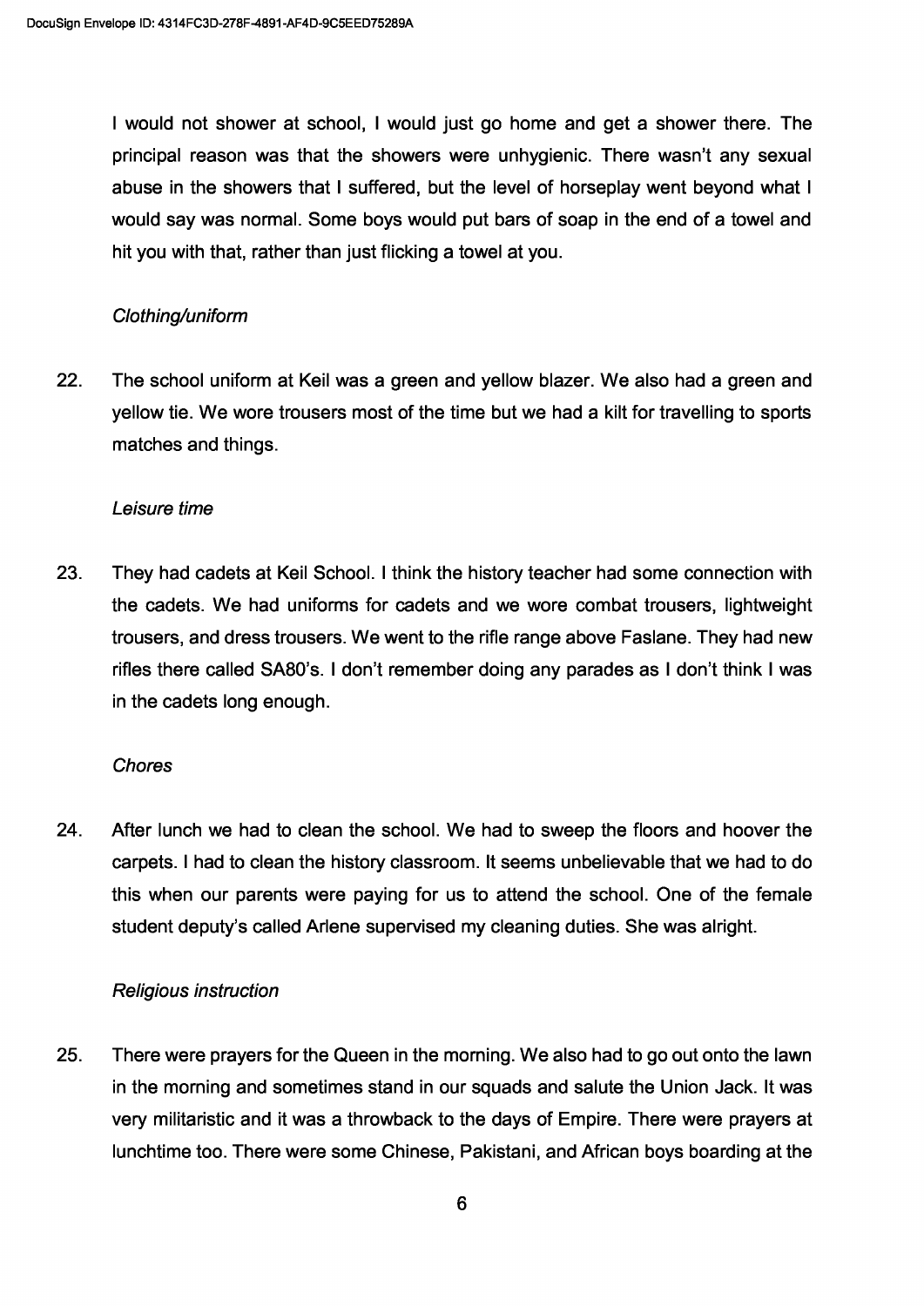I would not shower at school, I would just go home and get a shower there. The principal reason was that the showers were unhygienic. There wasn't any sexual abuse in the showers that I suffered, but the level of horseplay went beyond what I would say was normal. Some boys would put bars of soap in the end of a towel and hit you with that, rather than just flicking a towel at you.

*Clothing/uniform*

22. The school uniform at Keil was a green and yellow blazer. We also had a green and yellow tie. We wore trousers most of the time but we had a kilt for travelling to sports matches and things.

*Leisure time*

23. They had cadets at Keil School. I think the history teacher had some connection with the cadets. We had uniforms for cadets and we wore combat trousers, lightweight trousers, and dress trousers. We went to the rifle range above Faslane. They had new rifles there called SA80's. I don't remember doing any parades as I don't think I was in the cadets long enough.

*Chores*

24. After lunch we had to clean the school. We had to sweep the floors and hoover the carpets. I had to clean the history classroom. It seems unbelievable that we had to do this when our parents were paying for us to attend the school. One of the female student deputy's called Arlene supervised my cleaning duties. She was alright.

*Religious instruction*

25. There were prayers for the Queen in the morning. We also had to go out onto the lawn in the morning and sometimes stand in our squads and salute the Union Jack. It was very militaristic and it was a throwback to the days of Empire. There were prayers at lunchtime too. There were some Chinese, Pakistani, and African boys boarding at the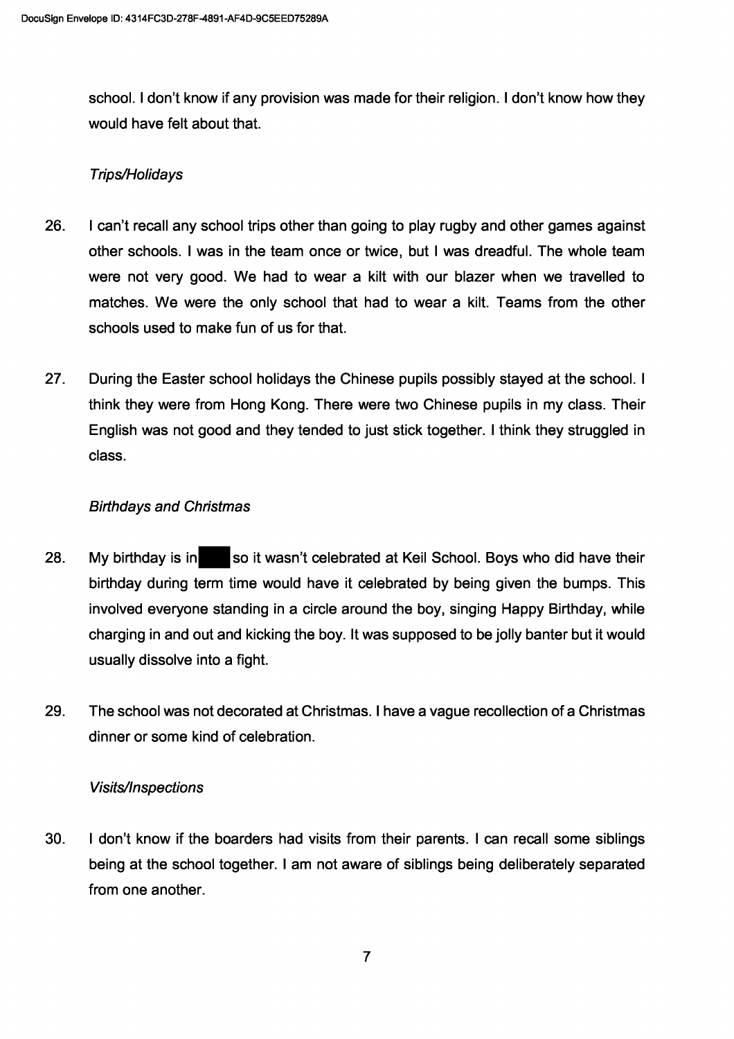school. I don't know if any provision was made for their religion. I don't know how they would have felt about that.

*Trips/Holidays*

26. I can't recall any school trips other than going to play rugby and other games against other schools. I was in the team once or twice, but I was dreadful. The whole team were not very good. We had to wear a kilt with our blazer when we travelled to matches. We were the only school that had to wear a kilt. Teams from the other schools used to make fun of us for that.

27. During the Easter school holidays the Chinese pupils possibly stayed at the school. I think they were from Hong Kong. There were two Chinese pupils in my class. Their English was not good and they tended to just stick together. I think they struggled in class.

*Birthdays and Christmas*

28. My birthday is in ████ so it wasn't celebrated at Keil School. Boys who did have their birthday during term time would have it celebrated by being given the bumps. This involved everyone standing in a circle around the boy, singing Happy Birthday, while charging in and out and kicking the boy. It was supposed to be jolly banter but it would usually dissolve into a fight.

29. The school was not decorated at Christmas. I have a vague recollection of a Christmas dinner or some kind of celebration.

*Visits/Inspections*

30. I don't know if the boarders had visits from their parents. I can recall some siblings being at the school together. I am not aware of siblings being deliberately separated from one another.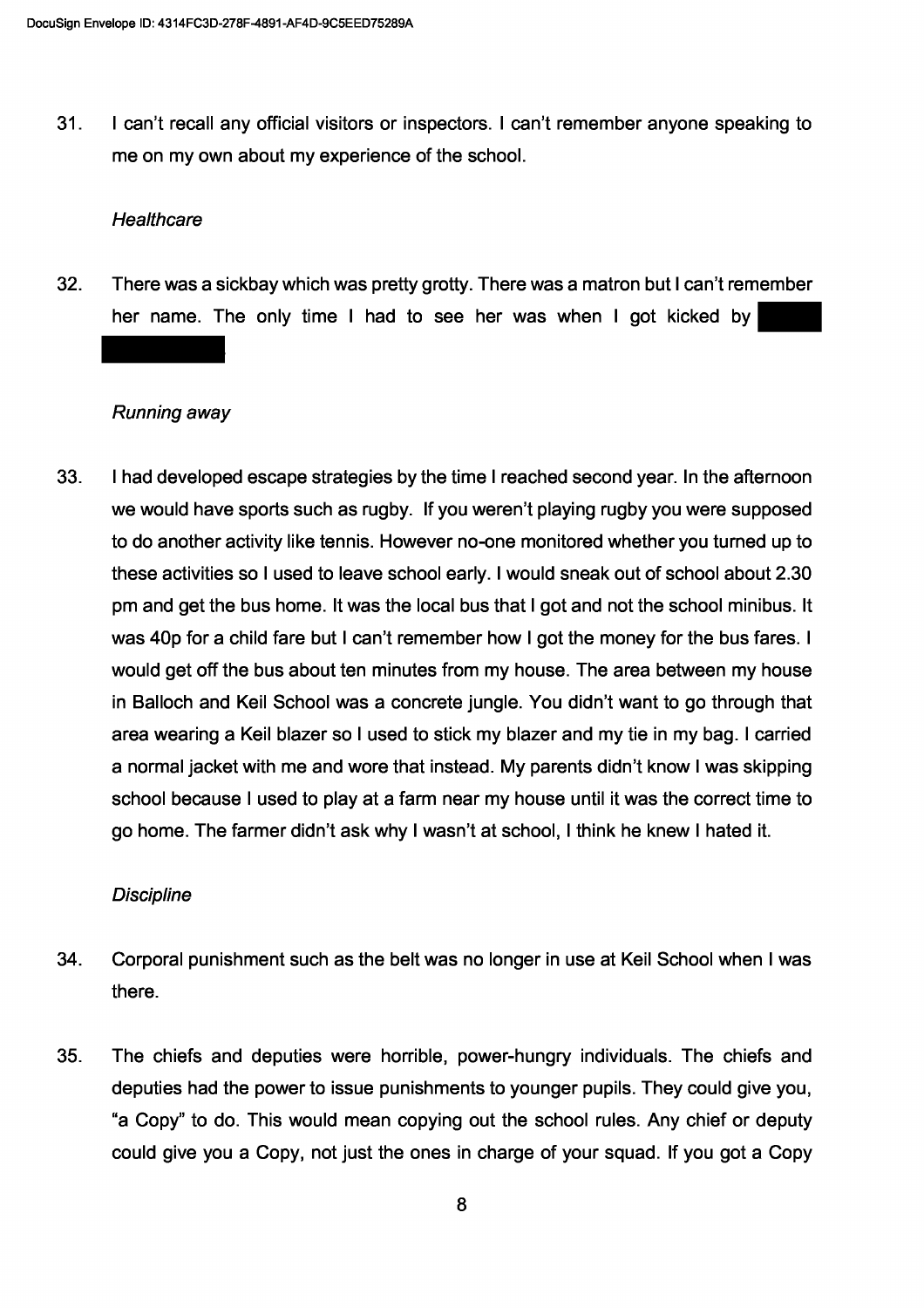31. I can't recall any official visitors or inspectors. I can't remember anyone speaking to me on my own about my experience of the school.

*Healthcare*

32. There was a sickbay which was pretty grotty. There was a matron but I can't remember her name. The only time I had to see her was when I got kicked by [REDACTED]

*Running away*

33. I had developed escape strategies by the time I reached second year. In the afternoon we would have sports such as rugby. If you weren't playing rugby you were supposed to do another activity like tennis. However no-one monitored whether you turned up to these activities so I used to leave school early. I would sneak out of school about 2.30 pm and get the bus home. It was the local bus that I got and not the school minibus. It was 40p for a child fare but I can't remember how I got the money for the bus fares. I would get off the bus about ten minutes from my house. The area between my house in Balloch and Keil School was a concrete jungle. You didn't want to go through that area wearing a Keil blazer so I used to stick my blazer and my tie in my bag. I carried a normal jacket with me and wore that instead. My parents didn't know I was skipping school because I used to play at a farm near my house until it was the correct time to go home. The farmer didn't ask why I wasn't at school, I think he knew I hated it.

*Discipline*

34. Corporal punishment such as the belt was no longer in use at Keil School when I was there.

35. The chiefs and deputies were horrible, power-hungry individuals. The chiefs and deputies had the power to issue punishments to younger pupils. They could give you, "a Copy" to do. This would mean copying out the school rules. Any chief or deputy could give you a Copy, not just the ones in charge of your squad. If you got a Copy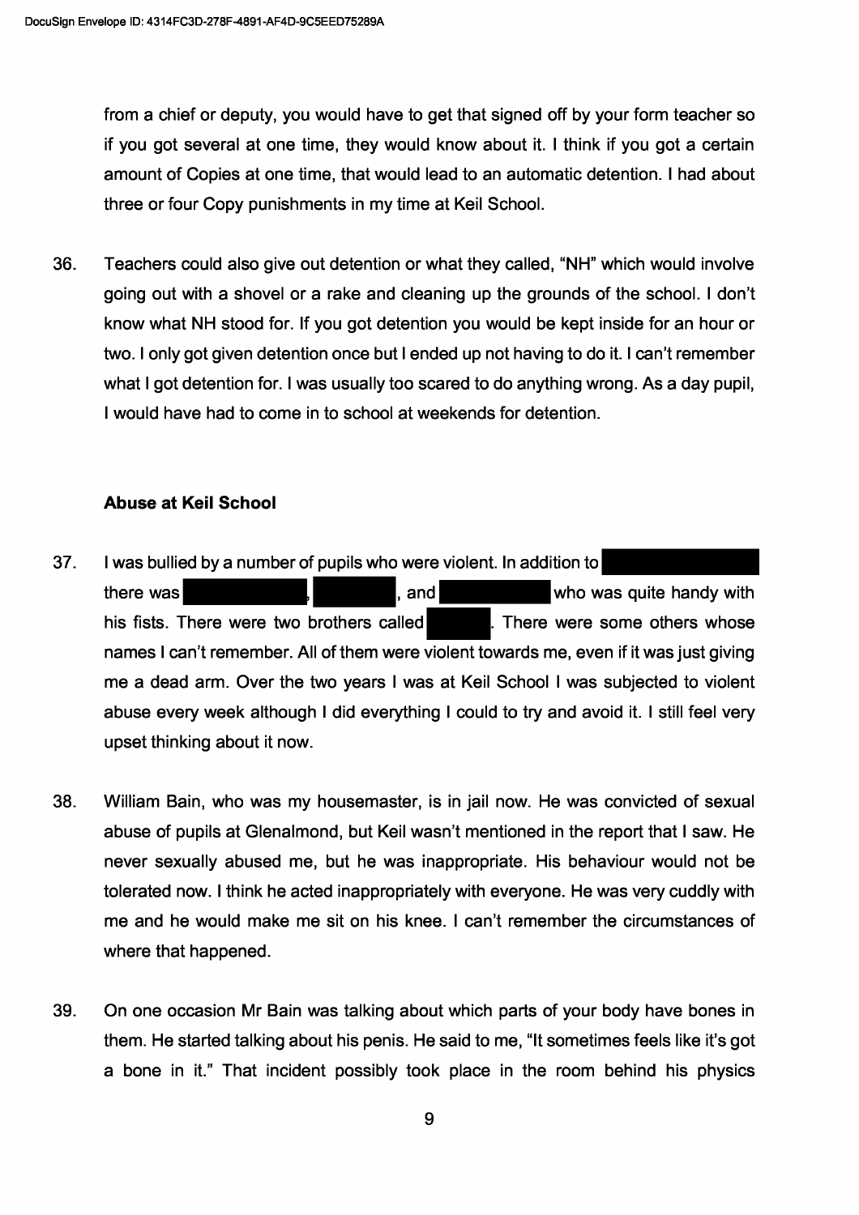from a chief or deputy, you would have to get that signed off by your form teacher so if you got several at one time, they would know about it. I think if you got a certain amount of Copies at one time, that would lead to an automatic detention. I had about three or four Copy punishments in my time at Keil School.

36. Teachers could also give out detention or what they called, "NH" which would involve going out with a shovel or a rake and cleaning up the grounds of the school. I don't know what NH stood for. If you got detention you would be kept inside for an hour or two. I only got given detention once but I ended up not having to do it. I can't remember what I got detention for. I was usually too scared to do anything wrong. As a day pupil, I would have had to come in to school at weekends for detention.

**Abuse at Keil School**

37. I was bullied by a number of pupils who were violent. In addition to [REDACTED] there was [REDACTED], [REDACTED], and [REDACTED] who was quite handy with his fists. There were two brothers called [REDACTED]. There were some others whose names I can't remember. All of them were violent towards me, even if it was just giving me a dead arm. Over the two years I was at Keil School I was subjected to violent abuse every week although I did everything I could to try and avoid it. I still feel very upset thinking about it now.

38. William Bain, who was my housemaster, is in jail now. He was convicted of sexual abuse of pupils at Glenalmond, but Keil wasn't mentioned in the report that I saw. He never sexually abused me, but he was inappropriate. His behaviour would not be tolerated now. I think he acted inappropriately with everyone. He was very cuddly with me and he would make me sit on his knee. I can't remember the circumstances of where that happened.

39. On one occasion Mr Bain was talking about which parts of your body have bones in them. He started talking about his penis. He said to me, "It sometimes feels like it's got a bone in it." That incident possibly took place in the room behind his physics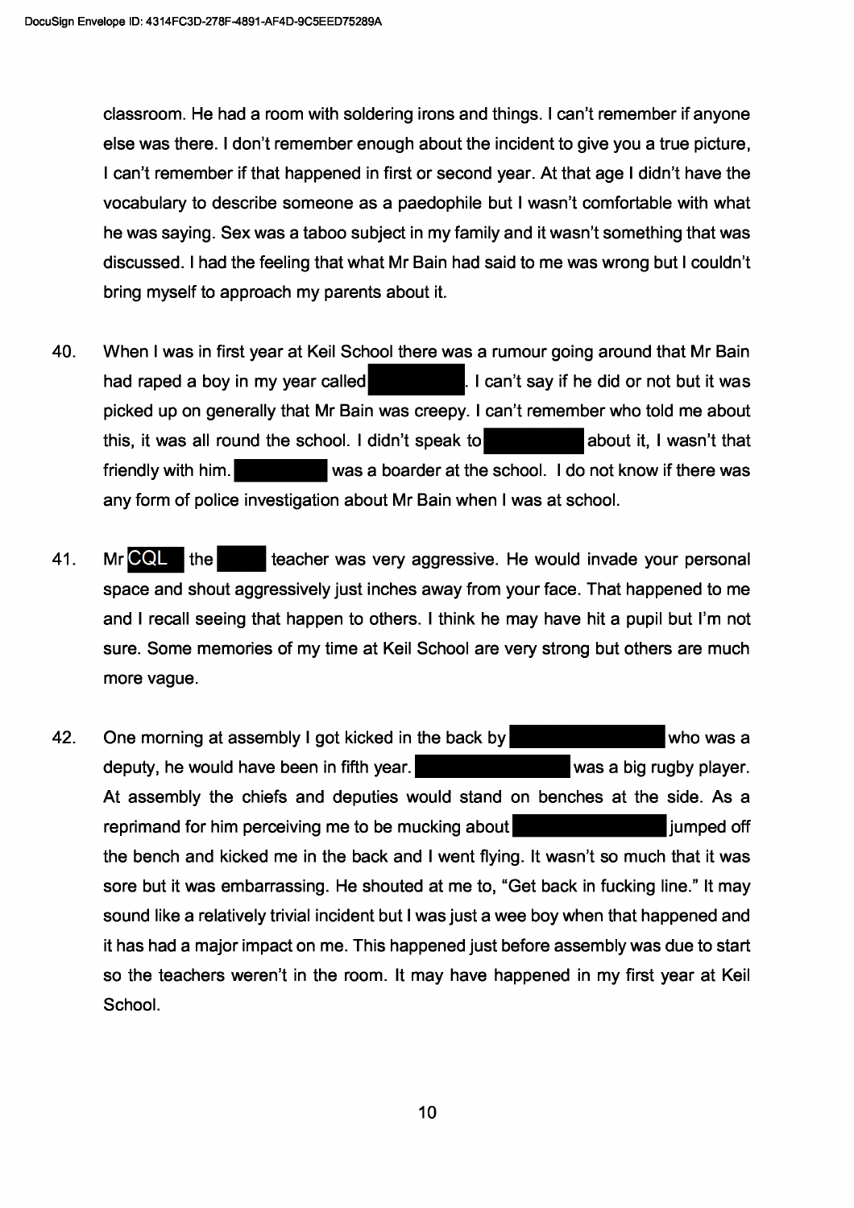classroom. He had a room with soldering irons and things. I can't remember if anyone else was there. I don't remember enough about the incident to give you a true picture, I can't remember if that happened in first or second year. At that age I didn't have the vocabulary to describe someone as a paedophile but I wasn't comfortable with what he was saying. Sex was a taboo subject in my family and it wasn't something that was discussed. I had the feeling that what Mr Bain had said to me was wrong but I couldn't bring myself to approach my parents about it.

40. When I was in first year at Keil School there was a rumour going around that Mr Bain had raped a boy in my year called [REDACTED]. I can't say if he did or not but it was picked up on generally that Mr Bain was creepy. I can't remember who told me about this, it was all round the school. I didn't speak to [REDACTED] about it, I wasn't that friendly with him. [REDACTED] was a boarder at the school. I do not know if there was any form of police investigation about Mr Bain when I was at school.

41. Mr CQL the [REDACTED] teacher was very aggressive. He would invade your personal space and shout aggressively just inches away from your face. That happened to me and I recall seeing that happen to others. I think he may have hit a pupil but I'm not sure. Some memories of my time at Keil School are very strong but others are much more vague.

42. One morning at assembly I got kicked in the back by [REDACTED] who was a deputy, he would have been in fifth year. [REDACTED] was a big rugby player. At assembly the chiefs and deputies would stand on benches at the side. As a reprimand for him perceiving me to be mucking about [REDACTED] jumped off the bench and kicked me in the back and I went flying. It wasn't so much that it was sore but it was embarrassing. He shouted at me to, "Get back in fucking line." It may sound like a relatively trivial incident but I was just a wee boy when that happened and it has had a major impact on me. This happened just before assembly was due to start so the teachers weren't in the room. It may have happened in my first year at Keil School.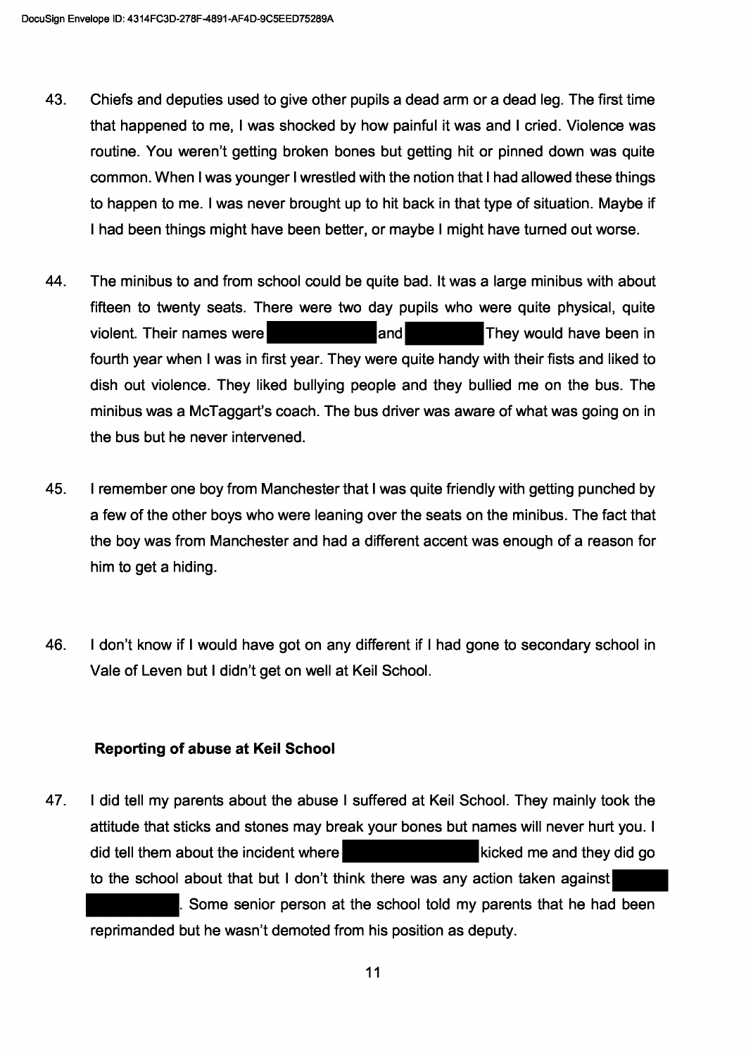43. Chiefs and deputies used to give other pupils a dead arm or a dead leg. The first time that happened to me, I was shocked by how painful it was and I cried. Violence was routine. You weren't getting broken bones but getting hit or pinned down was quite common. When I was younger I wrestled with the notion that I had allowed these things to happen to me. I was never brought up to hit back in that type of situation. Maybe if I had been things might have been better, or maybe I might have turned out worse.

44. The minibus to and from school could be quite bad. It was a large minibus with about fifteen to twenty seats. There were two day pupils who were quite physical, quite violent. Their names were [REDACTED] and [REDACTED] They would have been in fourth year when I was in first year. They were quite handy with their fists and liked to dish out violence. They liked bullying people and they bullied me on the bus. The minibus was a McTaggart's coach. The bus driver was aware of what was going on in the bus but he never intervened.

45. I remember one boy from Manchester that I was quite friendly with getting punched by a few of the other boys who were leaning over the seats on the minibus. The fact that the boy was from Manchester and had a different accent was enough of a reason for him to get a hiding.

46. I don't know if I would have got on any different if I had gone to secondary school in Vale of Leven but I didn't get on well at Keil School.

### Reporting of abuse at Keil School

47. I did tell my parents about the abuse I suffered at Keil School. They mainly took the attitude that sticks and stones may break your bones but names will never hurt you. I did tell them about the incident where [REDACTED] kicked me and they did go to the school about that but I don't think there was any action taken against [REDACTED]. Some senior person at the school told my parents that he had been reprimanded but he wasn't demoted from his position as deputy.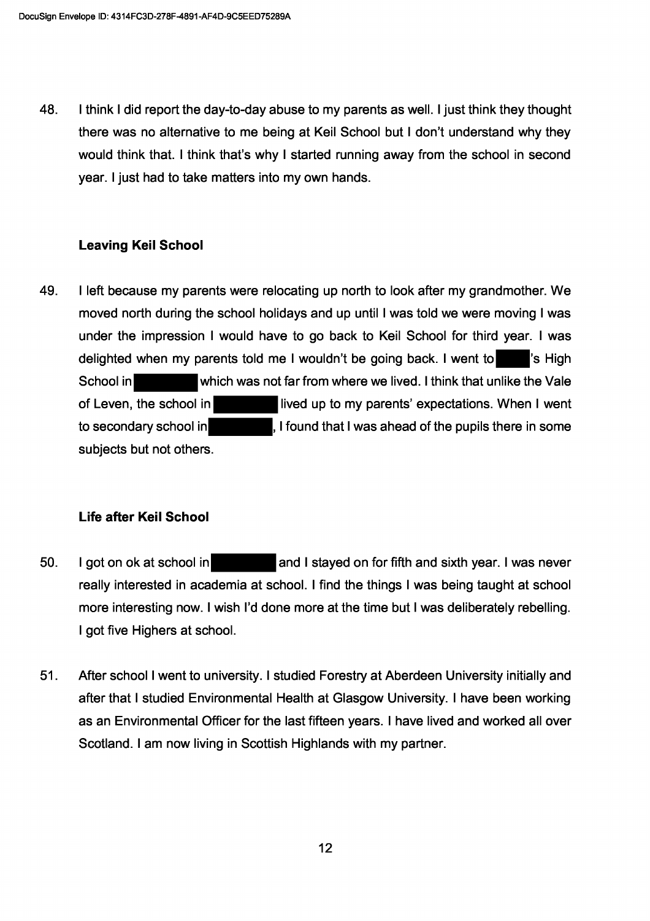48. I think I did report the day-to-day abuse to my parents as well. I just think they thought there was no alternative to me being at Keil School but I don't understand why they would think that. I think that's why I started running away from the school in second year. I just had to take matters into my own hands.

### Leaving Keil School

49. I left because my parents were relocating up north to look after my grandmother. We moved north during the school holidays and up until I was told we were moving I was under the impression I would have to go back to Keil School for third year. I was delighted when my parents told me I wouldn't be going back. I went to ███'s High School in ███ which was not far from where we lived. I think that unlike the Vale of Leven, the school in ███ lived up to my parents' expectations. When I went to secondary school in ███, I found that I was ahead of the pupils there in some subjects but not others.

### Life after Keil School

50. I got on ok at school in ███ and I stayed on for fifth and sixth year. I was never really interested in academia at school. I find the things I was being taught at school more interesting now. I wish I'd done more at the time but I was deliberately rebelling. I got five Highers at school.

51. After school I went to university. I studied Forestry at Aberdeen University initially and after that I studied Environmental Health at Glasgow University. I have been working as an Environmental Officer for the last fifteen years. I have lived and worked all over Scotland. I am now living in Scottish Highlands with my partner.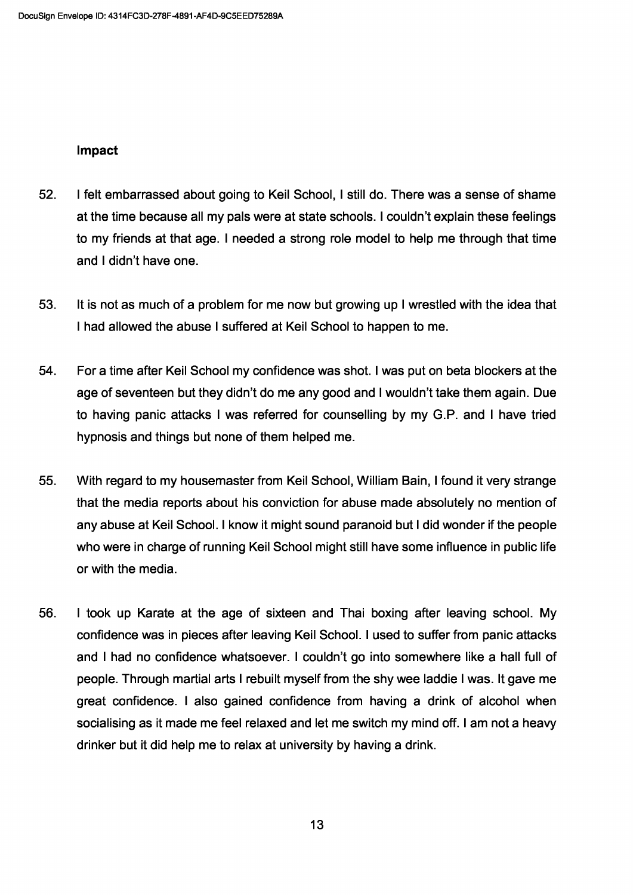## Impact

52. I felt embarrassed about going to Keil School, I still do. There was a sense of shame at the time because all my pals were at state schools. I couldn't explain these feelings to my friends at that age. I needed a strong role model to help me through that time and I didn't have one.

53. It is not as much of a problem for me now but growing up I wrestled with the idea that I had allowed the abuse I suffered at Keil School to happen to me.

54. For a time after Keil School my confidence was shot. I was put on beta blockers at the age of seventeen but they didn't do me any good and I wouldn't take them again. Due to having panic attacks I was referred for counselling by my G.P. and I have tried hypnosis and things but none of them helped me.

55. With regard to my housemaster from Keil School, William Bain, I found it very strange that the media reports about his conviction for abuse made absolutely no mention of any abuse at Keil School. I know it might sound paranoid but I did wonder if the people who were in charge of running Keil School might still have some influence in public life or with the media.

56. I took up Karate at the age of sixteen and Thai boxing after leaving school. My confidence was in pieces after leaving Keil School. I used to suffer from panic attacks and I had no confidence whatsoever. I couldn't go into somewhere like a hall full of people. Through martial arts I rebuilt myself from the shy wee laddie I was. It gave me great confidence. I also gained confidence from having a drink of alcohol when socialising as it made me feel relaxed and let me switch my mind off. I am not a heavy drinker but it did help me to relax at university by having a drink.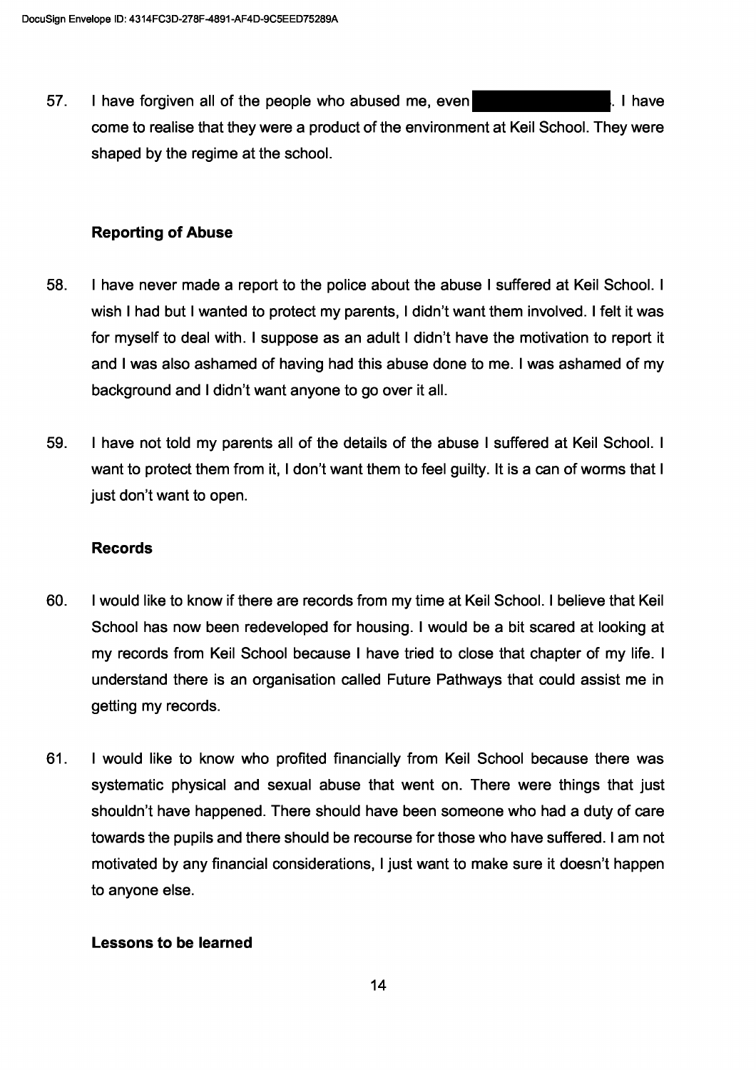57. I have forgiven all of the people who abused me, even [REDACTED]. I have come to realise that they were a product of the environment at Keil School. They were shaped by the regime at the school.

**Reporting of Abuse**

58. I have never made a report to the police about the abuse I suffered at Keil School. I wish I had but I wanted to protect my parents, I didn't want them involved. I felt it was for myself to deal with. I suppose as an adult I didn't have the motivation to report it and I was also ashamed of having had this abuse done to me. I was ashamed of my background and I didn't want anyone to go over it all.

59. I have not told my parents all of the details of the abuse I suffered at Keil School. I want to protect them from it, I don't want them to feel guilty. It is a can of worms that I just don't want to open.

**Records**

60. I would like to know if there are records from my time at Keil School. I believe that Keil School has now been redeveloped for housing. I would be a bit scared at looking at my records from Keil School because I have tried to close that chapter of my life. I understand there is an organisation called Future Pathways that could assist me in getting my records.

61. I would like to know who profited financially from Keil School because there was systematic physical and sexual abuse that went on. There were things that just shouldn't have happened. There should have been someone who had a duty of care towards the pupils and there should be recourse for those who have suffered. I am not motivated by any financial considerations, I just want to make sure it doesn't happen to anyone else.

**Lessons to be learned**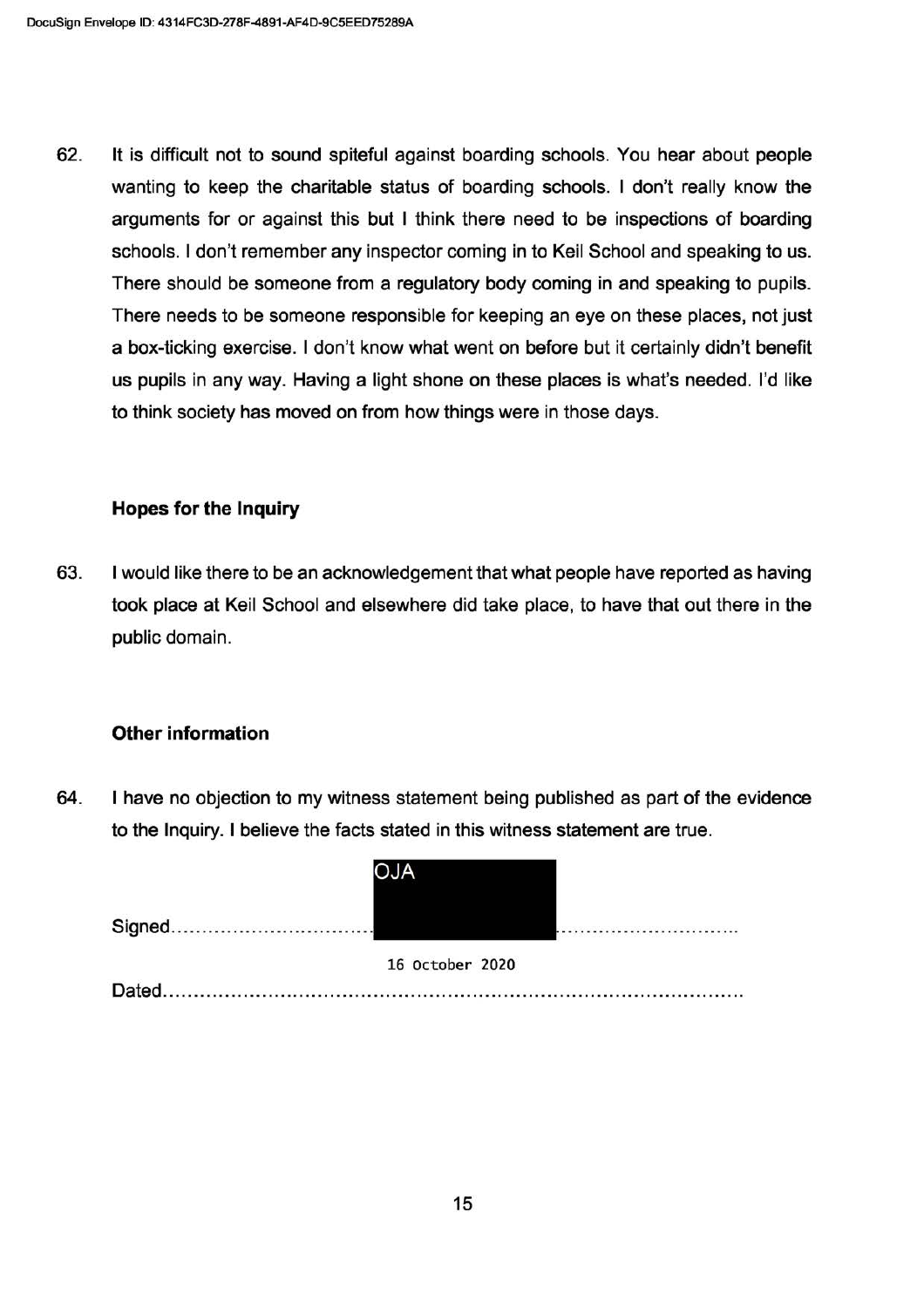62. It is difficult not to sound spiteful against boarding schools. You hear about people wanting to keep the charitable status of boarding schools. I don't really know the arguments for or against this but I think there need to be inspections of boarding schools. I don't remember any inspector coming in to Keil School and speaking to us. There should be someone from a regulatory body coming in and speaking to pupils. There needs to be someone responsible for keeping an eye on these places, not just a box-ticking exercise. I don't know what went on before but it certainly didn't benefit us pupils in any way. Having a light shone on these places is what's needed. I'd like to think society has moved on from how things were in those days.

### Hopes for the Inquiry

63. I would like there to be an acknowledgement that what people have reported as having took place at Keil School and elsewhere did take place, to have that out there in the public domain.

### Other information

64. I have no objection to my witness statement being published as part of the evidence to the Inquiry. I believe the facts stated in this witness statement are true.

Signed............................... OJA ...............................

Dated........................ 16 October 2020 ........................